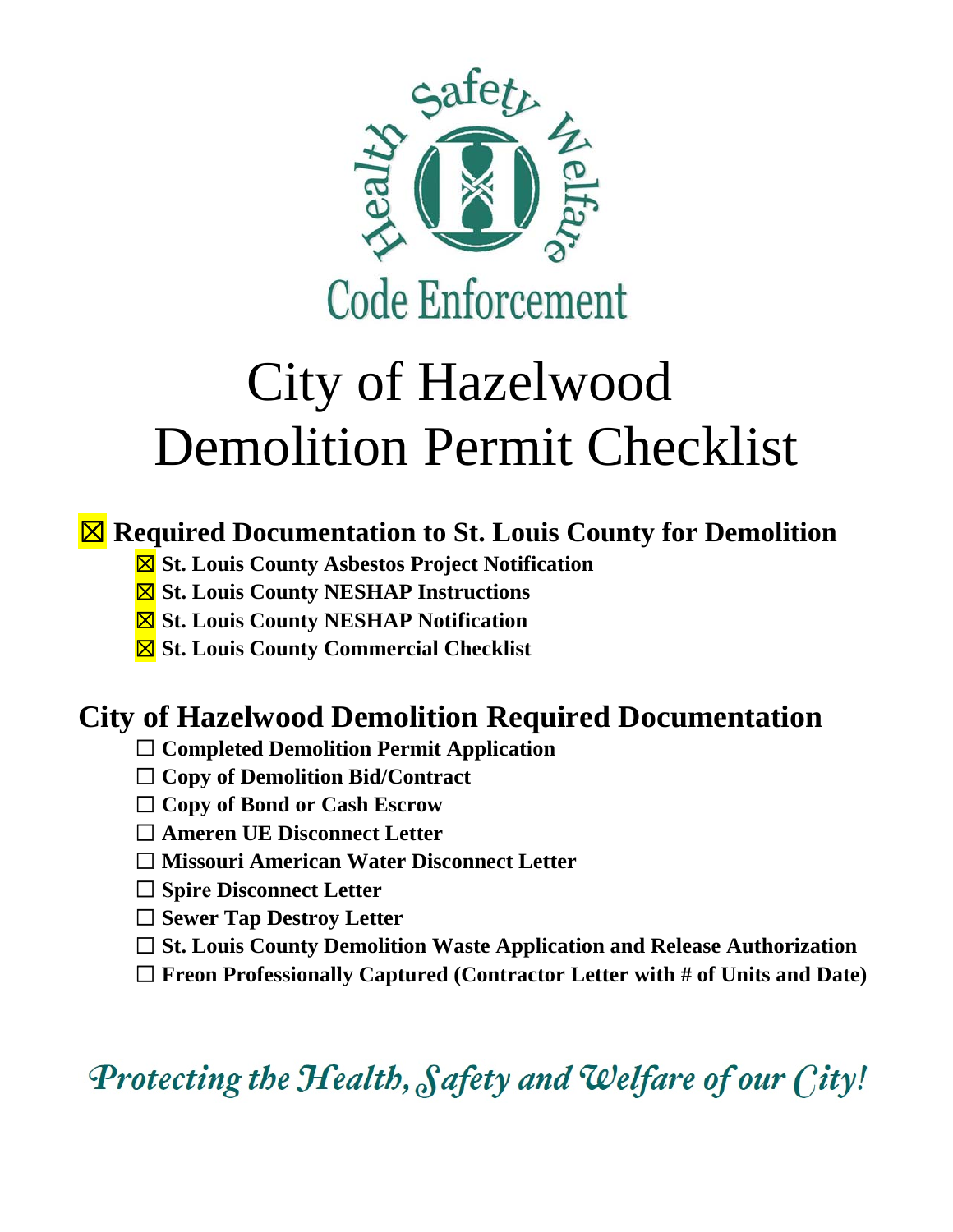Code Enforcement

# City of Hazelwood Demolition Permit Checklist

## ☒ Required Documentation to St. Louis County for Demolition

- ☒ **St. Louis County Asbestos Project Notification**
- ☒ **St. Louis County NESHAP Instructions**
- ☒ **St. Louis County NESHAP Notification**
- ☒ **St. Louis County Commercial Checklist**

## City of Hazelwood Demolition Required Documentation

- ☐ **Completed Demolition Permit Application**
- ☐ **Copy of Demolition Bid/Contract**
- ☐ **Copy of Bond or Cash Escrow**
- ☐ **Ameren UE Disconnect Letter**
- ☐ **Missouri American Water Disconnect Letter**
- ☐ **Spire Disconnect Letter**
- ☐ **Sewer Tap Destroy Letter**
- ☐ **St. Louis County Demolition Waste Application and Release Authorization**
- ☐ **Freon Professionally Captured (Contractor Letter with # of Units and Date)**

*Protecting the Health, Safety and Welfare of our City!*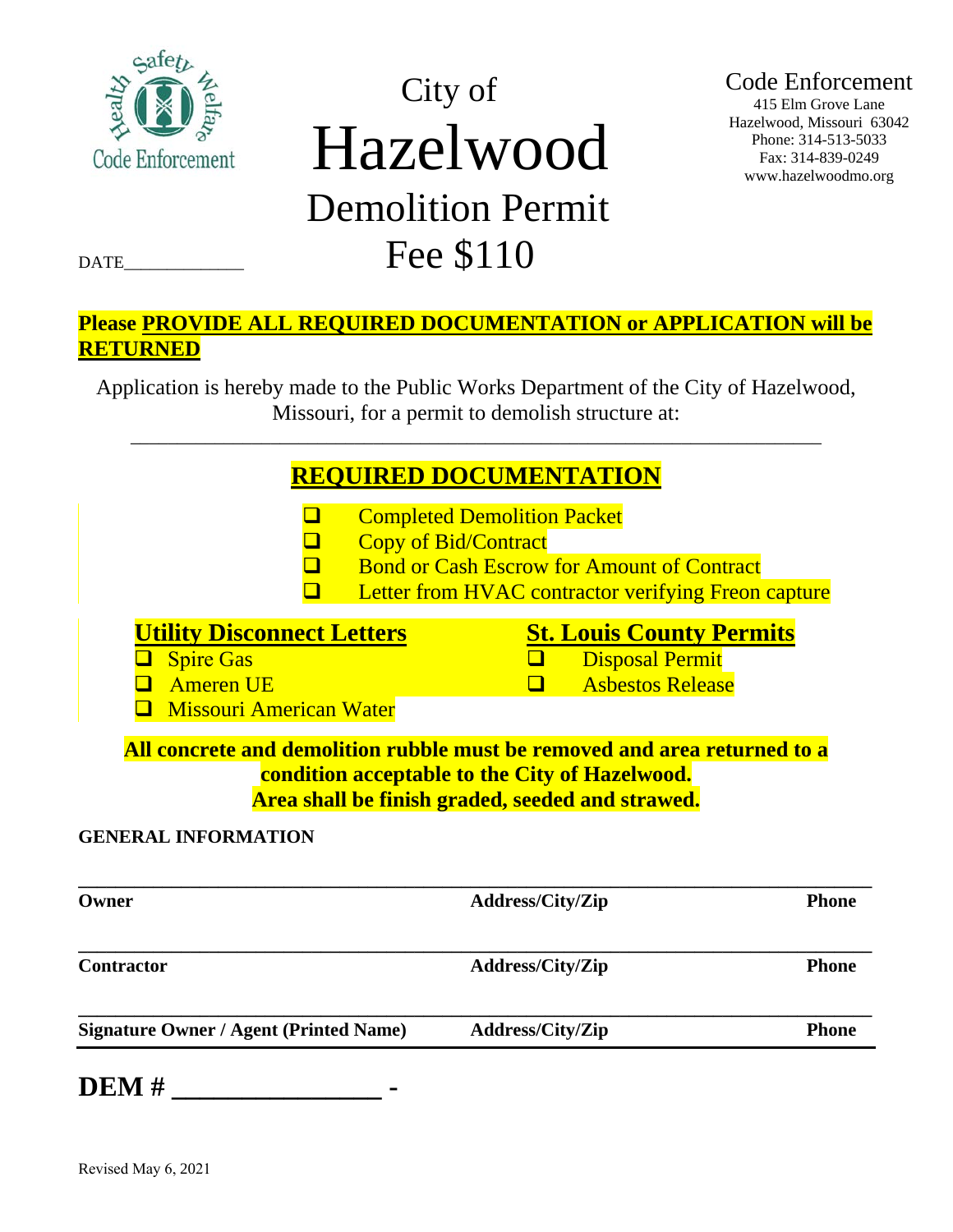Health Safety Welfare
Code Enforcement

# City of Hazelwood

## Demolition Permit

## Fee $110

Code Enforcement
415 Elm Grove Lane
Hazelwood, Missouri 63042
Phone: 314-513-5033
Fax: 314-839-0249
www.hazelwoodmo.org

DATE_____________

**Please PROVIDE ALL REQUIRED DOCUMENTATION or APPLICATION will be RETURNED**

Application is hereby made to the Public Works Department of the City of Hazelwood, Missouri, for a permit to demolish structure at:

_________________________________________________________________

## REQUIRED DOCUMENTATION

- ❑ Completed Demolition Packet
- ❑ Copy of Bid/Contract
- ❑ Bond or Cash Escrow for Amount of Contract
- ❑ Letter from HVAC contractor verifying Freon capture

### Utility Disconnect Letters

- ❑ Spire Gas
- ❑ Ameren UE
- ❑ Missouri American Water

### St. Louis County Permits

- ❑ Disposal Permit
- ❑ Asbestos Release

**All concrete and demolition rubble must be removed and area returned to a condition acceptable to the City of Hazelwood.**
**Area shall be finish graded, seeded and strawed.**

**GENERAL INFORMATION**

_______________________________________________________________________

**Owner** **Address/City/Zip** **Phone**

_______________________________________________________________________

**Contractor** **Address/City/Zip** **Phone**

_______________________________________________________________________

**Signature Owner / Agent (Printed Name)** **Address/City/Zip** **Phone**

**DEM # _______________ -**

Revised May 6, 2021